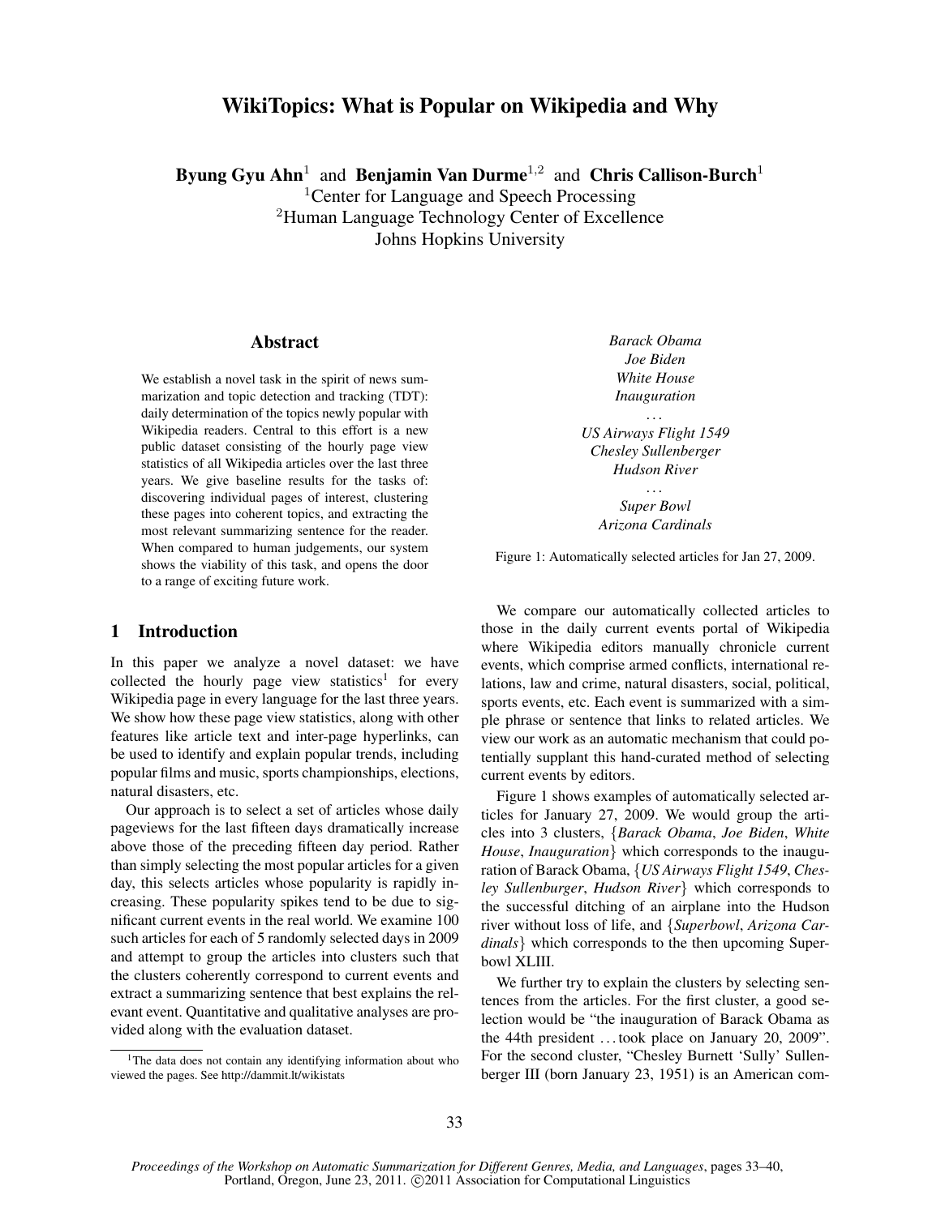# WikiTopics: What is Popular on Wikipedia and Why

**Byung Gyu Ahn**[1] and **Benjamin Van Durme**[1,2] and **Chris Callison-Burch**[1]

[1]Center for Language and Speech Processing
[2]Human Language Technology Center of Excellence
Johns Hopkins University

## Abstract

We establish a novel task in the spirit of news summarization and topic detection and tracking (TDT): daily determination of the topics newly popular with Wikipedia readers. Central to this effort is a new public dataset consisting of the hourly page view statistics of all Wikipedia articles over the last three years. We give baseline results for the tasks of: discovering individual pages of interest, clustering these pages into coherent topics, and extracting the most relevant summarizing sentence for the reader. When compared to human judgements, our system shows the viability of this task, and opens the door to a range of exciting future work.

## 1 Introduction

In this paper we analyze a novel dataset: we have collected the hourly page view statistics[1] for every Wikipedia page in every language for the last three years. We show how these page view statistics, along with other features like article text and inter-page hyperlinks, can be used to identify and explain popular trends, including popular films and music, sports championships, elections, natural disasters, etc.

Our approach is to select a set of articles whose daily pageviews for the last fifteen days dramatically increase above those of the preceding fifteen day period. Rather than simply selecting the most popular articles for a given day, this selects articles whose popularity is rapidly increasing. These popularity spikes tend to be due to significant current events in the real world. We examine 100 such articles for each of 5 randomly selected days in 2009 and attempt to group the articles into clusters such that the clusters coherently correspond to current events and extract a summarizing sentence that best explains the relevant event. Quantitative and qualitative analyses are provided along with the evaluation dataset.

[1]The data does not contain any identifying information about who viewed the pages. See http://dammit.lt/wikistats

*Barack Obama*
*Joe Biden*
*White House*
*Inauguration*
...
*US Airways Flight 1549*
*Chesley Sullenberger*
*Hudson River*
...
*Super Bowl*
*Arizona Cardinals*

Figure 1: Automatically selected articles for Jan 27, 2009.

We compare our automatically collected articles to those in the daily current events portal of Wikipedia where Wikipedia editors manually chronicle current events, which comprise armed conflicts, international relations, law and crime, natural disasters, social, political, sports events, etc. Each event is summarized with a simple phrase or sentence that links to related articles. We view our work as an automatic mechanism that could potentially supplant this hand-curated method of selecting current events by editors.

Figure 1 shows examples of automatically selected articles for January 27, 2009. We would group the articles into 3 clusters, {*Barack Obama*, *Joe Biden*, *White House*, *Inauguration*} which corresponds to the inauguration of Barack Obama, {*US Airways Flight 1549*, *Chesley Sullenberger*, *Hudson River*} which corresponds to the successful ditching of an airplane into the Hudson river without loss of life, and {*Superbowl*, *Arizona Cardinals*} which corresponds to the then upcoming Superbowl XLIII.

We further try to explain the clusters by selecting sentences from the articles. For the first cluster, a good selection would be "the inauguration of Barack Obama as the 44th president ... took place on January 20, 2009". For the second cluster, "Chesley Burnett 'Sully' Sullenberger III (born January 23, 1951) is an American com-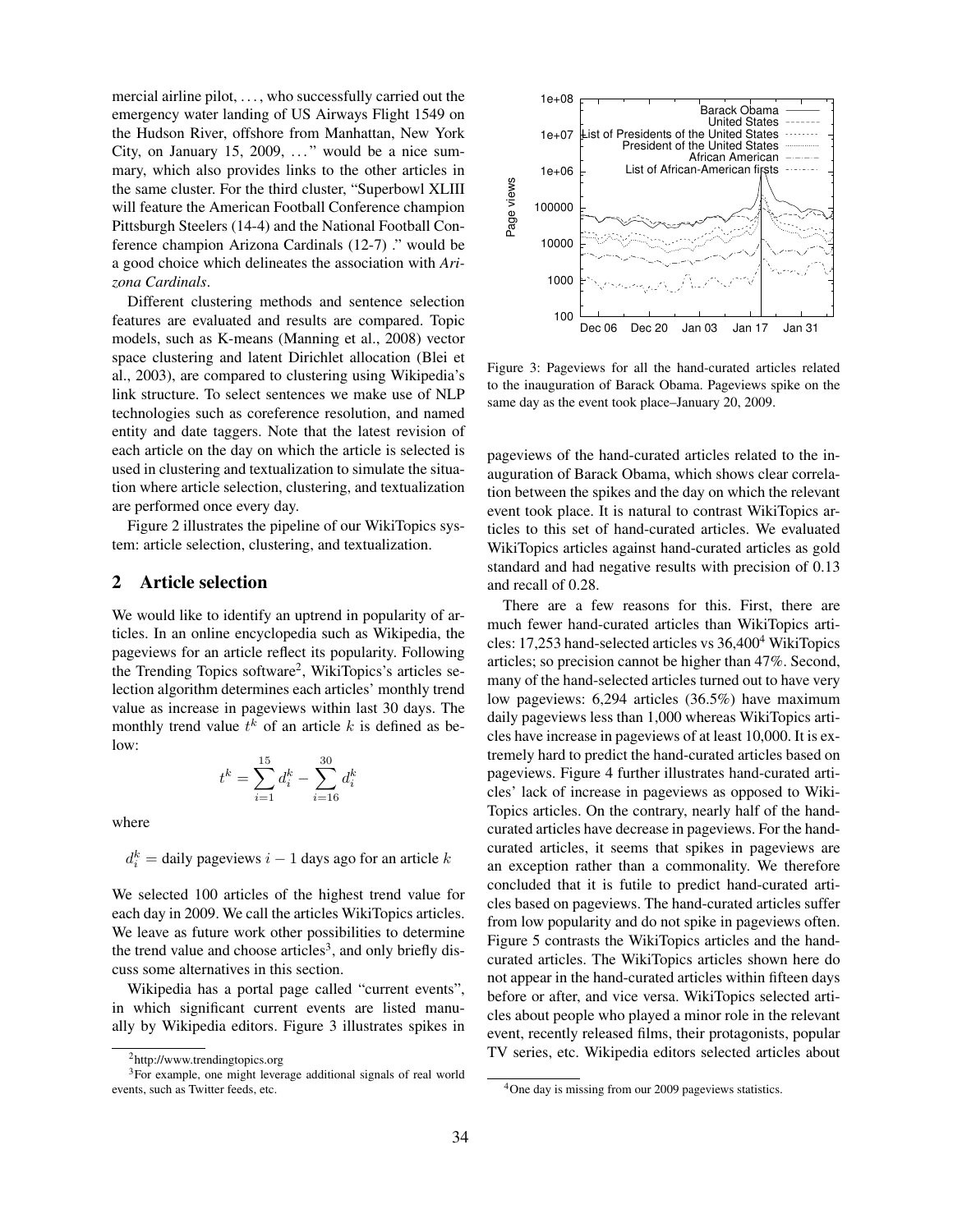mercial airline pilot, . . . , who successfully carried out the emergency water landing of US Airways Flight 1549 on the Hudson River, offshore from Manhattan, New York City, on January 15, 2009, . . . " would be a nice summary, which also provides links to the other articles in the same cluster. For the third cluster, "Superbowl XLIII will feature the American Football Conference champion Pittsburgh Steelers (14-4) and the National Football Conference champion Arizona Cardinals (12-7) ." would be a good choice which delineates the association with *Arizona Cardinals*.

Different clustering methods and sentence selection features are evaluated and results are compared. Topic models, such as K-means (Manning et al., 2008) vector space clustering and latent Dirichlet allocation (Blei et al., 2003), are compared to clustering using Wikipedia's link structure. To select sentences we make use of NLP technologies such as coreference resolution, and named entity and date taggers. Note that the latest revision of each article on the day on which the article is selected is used in clustering and textualization to simulate the situation where article selection, clustering, and textualization are performed once every day.

Figure 2 illustrates the pipeline of our WikiTopics system: article selection, clustering, and textualization.

## 2 Article selection

We would like to identify an uptrend in popularity of articles. In an online encyclopedia such as Wikipedia, the pageviews for an article reflect its popularity. Following the Trending Topics software[2], WikiTopics's articles selection algorithm determines each articles' monthly trend value as increase in pageviews within last 30 days. The monthly trend value $t^k$ of an article $k$ is defined as below:

$$t^k = \sum_{i=1}^{15} d_i^k - \sum_{i=16}^{30} d_i^k$$

where

$d_i^k$ = daily pageviews $i - 1$ days ago for an article $k$

We selected 100 articles of the highest trend value for each day in 2009. We call the articles WikiTopics articles. We leave as future work other possibilities to determine the trend value and choose articles[3], and only briefly discuss some alternatives in this section.

Wikipedia has a portal page called "current events", in which significant current events are listed manually by Wikipedia editors. Figure 3 illustrates spikes in pageviews of the hand-curated articles related to the inauguration of Barack Obama, which shows clear correlation between the spikes and the day on which the relevant event took place. It is natural to contrast WikiTopics articles to this set of hand-curated articles. We evaluated WikiTopics articles against hand-curated articles as gold standard and had negative results with precision of 0.13 and recall of 0.28.

Figure 3: Pageviews for all the hand-curated articles related to the inauguration of Barack Obama. Pageviews spike on the same day as the event took place–January 20, 2009.

There are a few reasons for this. First, there are much fewer hand-curated articles than WikiTopics articles: 17,253 hand-selected articles vs 36,400[4] WikiTopics articles; so precision cannot be higher than 47%. Second, many of the hand-selected articles turned out to have very low pageviews: 6,294 articles (36.5%) have maximum daily pageviews less than 1,000 whereas WikiTopics articles have increase in pageviews of at least 10,000. It is extremely hard to predict the hand-curated articles based on pageviews. Figure 4 further illustrates hand-curated articles' lack of increase in pageviews as opposed to WikiTopics articles. On the contrary, nearly half of the hand-curated articles have decrease in pageviews. For the hand-curated articles, it seems that spikes in pageviews are an exception rather than a commonality. We therefore concluded that it is futile to predict hand-curated articles based on pageviews. The hand-curated articles suffer from low popularity and do not spike in pageviews often. Figure 5 contrasts the WikiTopics articles and the hand-curated articles. The WikiTopics articles shown here do not appear in the hand-curated articles within fifteen days before or after, and vice versa. WikiTopics selected articles about people who played a minor role in the relevant event, recently released films, their protagonists, popular TV series, etc. Wikipedia editors selected articles about

[2] http://www.trendingtopics.org

[3] For example, one might leverage additional signals of real world events, such as Twitter feeds, etc.

[4] One day is missing from our 2009 pageviews statistics.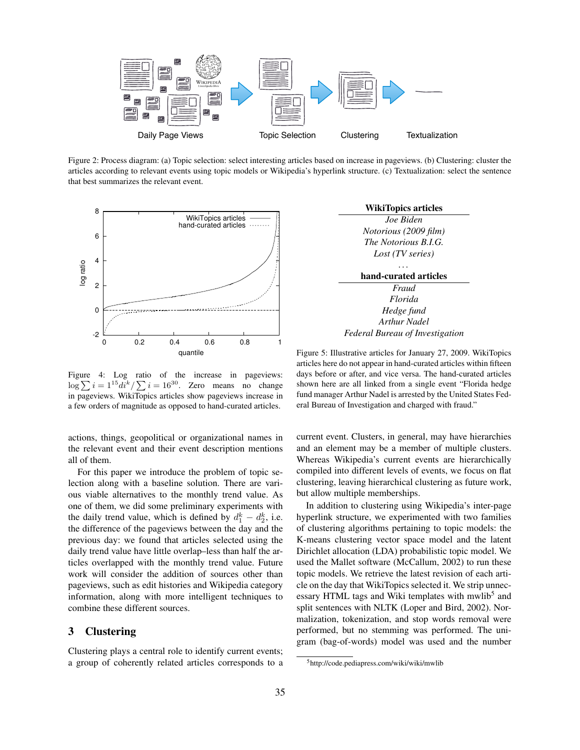Figure 2: Process diagram: (a) Topic selection: select interesting articles based on increase in pageviews. (b) Clustering: cluster the articles according to relevant events using topic models or Wikipedia's hyperlink structure. (c) Textualization: select the sentence that best summarizes the relevant event.

Figure 4: Log ratio of the increase in pageviews: $\log \sum i = 1^{15} di^k / \sum i = 16^{30}$. Zero means no change in pageviews. WikiTopics articles show pageviews increase in a few orders of magnitude as opposed to hand-curated articles.

| **WikiTopics articles** |
|---|
| *Joe Biden* |
| *Notorious (2009 film)* |
| *The Notorious B.I.G.* |
| *Lost (TV series)* |
| ... |
| **hand-curated articles** |
| *Fraud* |
| *Florida* |
| *Hedge fund* |
| *Arthur Nadel* |
| *Federal Bureau of Investigation* |

Figure 5: Illustrative articles for January 27, 2009. WikiTopics articles here do not appear in hand-curated articles within fifteen days before or after, and vice versa. The hand-curated articles shown here are all linked from a single event "Florida hedge fund manager Arthur Nadel is arrested by the United States Federal Bureau of Investigation and charged with fraud."

actions, things, geopolitical or organizational names in the relevant event and their event description mentions all of them.

For this paper we introduce the problem of topic selection along with a baseline solution. There are various viable alternatives to the monthly trend value. As one of them, we did some preliminary experiments with the daily trend value, which is defined by $d_1^k - d_2^k$, i.e. the difference of the pageviews between the day and the previous day: we found that articles selected using the daily trend value have little overlap–less than half the articles overlapped with the monthly trend value. Future work will consider the addition of sources other than pageviews, such as edit histories and Wikipedia category information, along with more intelligent techniques to combine these different sources.

## 3 Clustering

Clustering plays a central role to identify current events; a group of coherently related articles corresponds to a current event. Clusters, in general, may have hierarchies and an element may be a member of multiple clusters. Whereas Wikipedia's current events are hierarchically compiled into different levels of events, we focus on flat clustering, leaving hierarchical clustering as future work, but allow multiple memberships.

In addition to clustering using Wikipedia's inter-page hyperlink structure, we experimented with two families of clustering algorithms pertaining to topic models: the K-means clustering vector space model and the latent Dirichlet allocation (LDA) probabilistic topic model. We used the Mallet software (McCallum, 2002) to run these topic models. We retrieve the latest revision of each article on the day that WikiTopics selected it. We strip unnecessary HTML tags and Wiki templates with mwlib[5] and split sentences with NLTK (Loper and Bird, 2002). Normalization, tokenization, and stop words removal were performed, but no stemming was performed. The unigram (bag-of-words) model was used and the number

[5] http://code.pediapress.com/wiki/wiki/mwlib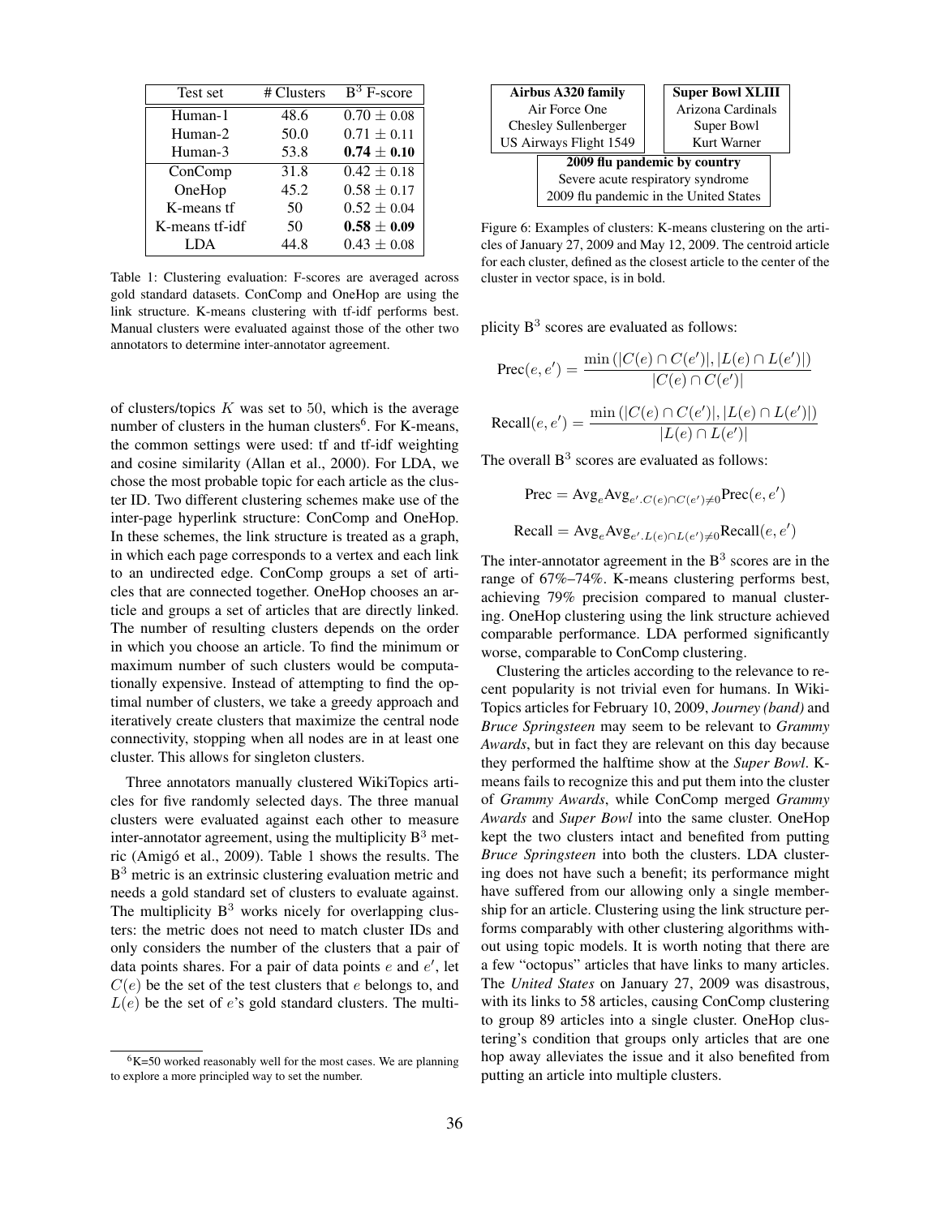| Test set | # Clusters | $B^3$ F-score |
|---|---|---|
| Human-1 | 48.6 | $0.70 \pm 0.08$ |
| Human-2 | 50.0 | $0.71 \pm 0.11$ |
| Human-3 | 53.8 | $\mathbf{0.74 \pm 0.10}$ |
| ConComp | 31.8 | $0.42 \pm 0.18$ |
| OneHop | 45.2 | $0.58 \pm 0.17$ |
| K-means tf | 50 | $0.52 \pm 0.04$ |
| K-means tf-idf | 50 | $\mathbf{0.58 \pm 0.09}$ |
| LDA | 44.8 | $0.43 \pm 0.08$ |

Table 1: Clustering evaluation: F-scores are averaged across gold standard datasets. ConComp and OneHop are using the link structure. K-means clustering with tf-idf performs best. Manual clusters were evaluated against those of the other two annotators to determine inter-annotator agreement.

of clusters/topics $K$ was set to 50, which is the average number of clusters in the human clusters[6]. For K-means, the common settings were used: tf and tf-idf weighting and cosine similarity (Allan et al., 2000). For LDA, we chose the most probable topic for each article as the cluster ID. Two different clustering schemes make use of the inter-page hyperlink structure: ConComp and OneHop. In these schemes, the link structure is treated as a graph, in which each page corresponds to a vertex and each link to an undirected edge. ConComp groups a set of articles that are connected together. OneHop chooses an article and groups a set of articles that are directly linked. The number of resulting clusters depends on the order in which you choose an article. To find the minimum or maximum number of such clusters would be computationally expensive. Instead of attempting to find the optimal number of clusters, we take a greedy approach and iteratively create clusters that maximize the central node connectivity, stopping when all nodes are in at least one cluster. This allows for singleton clusters.

Three annotators manually clustered WikiTopics articles for five randomly selected days. The three manual clusters were evaluated against each other to measure inter-annotator agreement, using the multiplicity $B^3$ metric (Amigó et al., 2009). Table 1 shows the results. The $B^3$ metric is an extrinsic clustering evaluation metric and needs a gold standard set of clusters to evaluate against. The multiplicity $B^3$ works nicely for overlapping clusters: the metric does not need to match cluster IDs and only considers the number of the clusters that a pair of data points shares. For a pair of data points $e$ and $e'$, let $C(e)$ be the set of the test clusters that $e$ belongs to, and $L(e)$ be the set of $e$'s gold standard clusters. The multiplicity $B^3$ scores are evaluated as follows:

[6] K=50 worked reasonably well for the most cases. We are planning to explore a more principled way to set the number.

| **Airbus A320 family** | **Super Bowl XLIII** |
|---|---|
| Air Force One | Arizona Cardinals |
| Chesley Sullenberger | Super Bowl |
| US Airways Flight 1549 | Kurt Warner |

| **2009 flu pandemic by country** |
|---|
| Severe acute respiratory syndrome |
| 2009 flu pandemic in the United States |

Figure 6: Examples of clusters: K-means clustering on the articles of January 27, 2009 and May 12, 2009. The centroid article for each cluster, defined as the closest article to the center of the cluster in vector space, is in bold.

$$\text{Prec}(e, e') = \frac{\min\left(|C(e) \cap C(e')|, |L(e) \cap L(e')|\right)}{|C(e) \cap C(e')|}$$

$$\text{Recall}(e, e') = \frac{\min\left(|C(e) \cap C(e')|, |L(e) \cap L(e')|\right)}{|L(e) \cap L(e')|}$$

The overall $B^3$ scores are evaluated as follows:

$$\text{Prec} = \text{Avg}_e \text{Avg}_{e'. C(e) \cap C(e') \neq 0} \text{Prec}(e, e')$$

$$\text{Recall} = \text{Avg}_e \text{Avg}_{e'. L(e) \cap L(e') \neq 0} \text{Recall}(e, e')$$

The inter-annotator agreement in the $B^3$ scores are in the range of 67%–74%. K-means clustering performs best, achieving 79% precision compared to manual clustering. OneHop clustering using the link structure achieved comparable performance. LDA performed significantly worse, comparable to ConComp clustering.

Clustering the articles according to the relevance to recent popularity is not trivial even for humans. In WikiTopics articles for February 10, 2009, *Journey (band)* and *Bruce Springsteen* may seem to be relevant to *Grammy Awards*, but in fact they are relevant on this day because they performed the halftime show at the *Super Bowl*. K-means fails to recognize this and put them into the cluster of *Grammy Awards*, while ConComp merged *Grammy Awards* and *Super Bowl* into the same cluster. OneHop kept the two clusters intact and benefited from putting *Bruce Springsteen* into both the clusters. LDA clustering does not have such a benefit; its performance might have suffered from our allowing only a single membership for an article. Clustering using the link structure performs comparably with other clustering algorithms without using topic models. It is worth noting that there are a few "octopus" articles that have links to many articles. The *United States* on January 27, 2009 was disastrous, with its links to 58 articles, causing ConComp clustering to group 89 articles into a single cluster. OneHop clustering's condition that groups only articles that are one hop away alleviates the issue and it also benefited from putting an article into multiple clusters.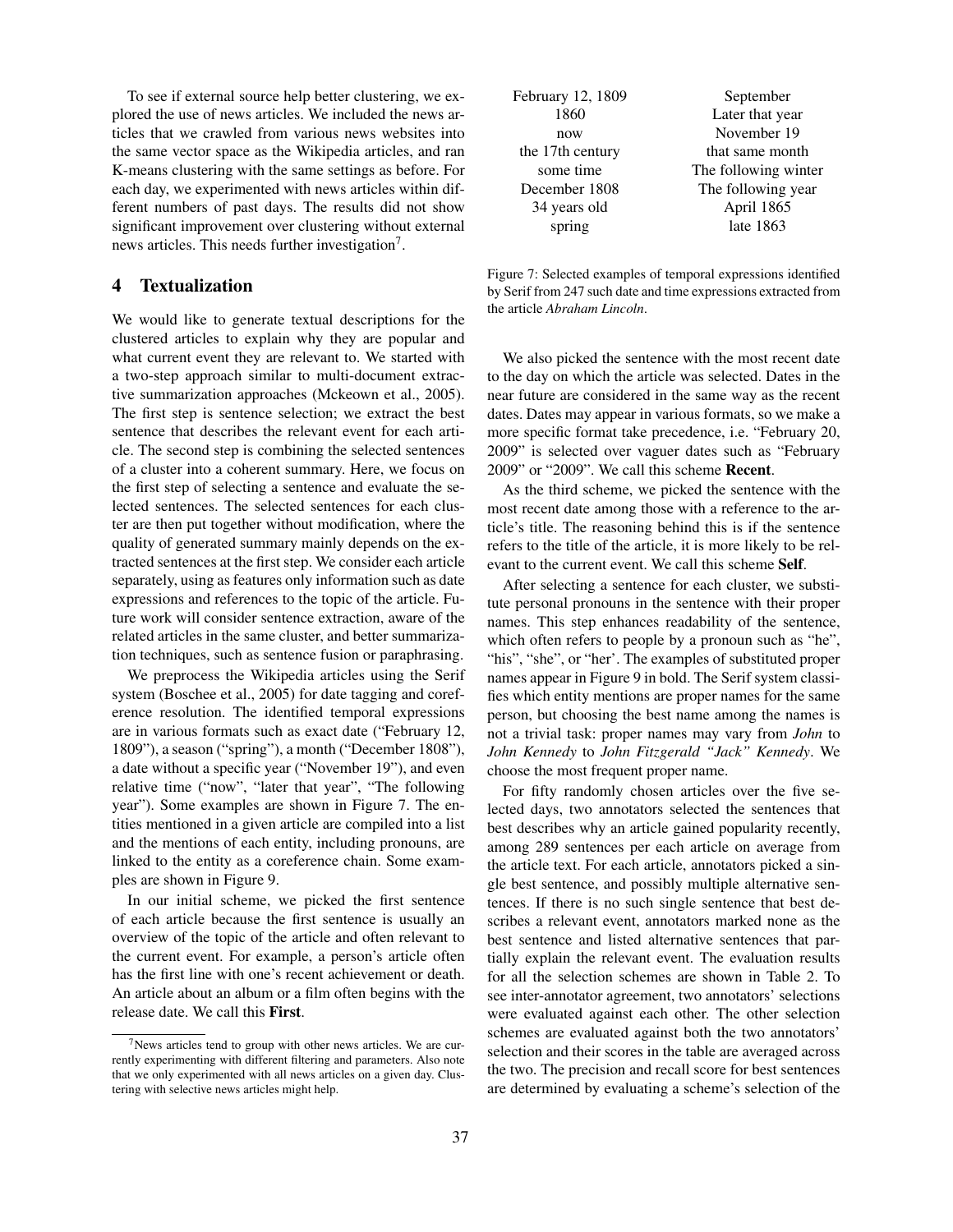To see if external source help better clustering, we explored the use of news articles. We included the news articles that we crawled from various news websites into the same vector space as the Wikipedia articles, and ran K-means clustering with the same settings as before. For each day, we experimented with news articles within different numbers of past days. The results did not show significant improvement over clustering without external news articles. This needs further investigation[7].

## 4 Textualization

We would like to generate textual descriptions for the clustered articles to explain why they are popular and what current event they are relevant to. We started with a two-step approach similar to multi-document extractive summarization approaches (Mckeown et al., 2005). The first step is sentence selection; we extract the best sentence that describes the relevant event for each article. The second step is combining the selected sentences of a cluster into a coherent summary. Here, we focus on the first step of selecting a sentence and evaluate the selected sentences. The selected sentences for each cluster are then put together without modification, where the quality of generated summary mainly depends on the extracted sentences at the first step. We consider each article separately, using as features only information such as date expressions and references to the topic of the article. Future work will consider sentence extraction, aware of the related articles in the same cluster, and better summarization techniques, such as sentence fusion or paraphrasing.

We preprocess the Wikipedia articles using the Serif system (Boschee et al., 2005) for date tagging and coreference resolution. The identified temporal expressions are in various formats such as exact date ("February 12, 1809"), a season ("spring"), a month ("December 1808"), a date without a specific year ("November 19"), and even relative time ("now", "later that year", "The following year"). Some examples are shown in Figure 7. The entities mentioned in a given article are compiled into a list and the mentions of each entity, including pronouns, are linked to the entity as a coreference chain. Some examples are shown in Figure 9.

In our initial scheme, we picked the first sentence of each article because the first sentence is usually an overview of the topic of the article and often relevant to the current event. For example, a person's article often has the first line with one's recent achievement or death. An article about an album or a film often begins with the release date. We call this **First**.

| | |
|---|---|
| February 12, 1809 | September |
| 1860 | Later that year |
| now | November 19 |
| the 17th century | that same month |
| some time | The following winter |
| December 1808 | The following year |
| 34 years old | April 1865 |
| spring | late 1863 |

Figure 7: Selected examples of temporal expressions identified by Serif from 247 such date and time expressions extracted from the article *Abraham Lincoln*.

We also picked the sentence with the most recent date to the day on which the article was selected. Dates in the near future are considered in the same way as the recent dates. Dates may appear in various formats, so we make a more specific format take precedence, i.e. "February 20, 2009" is selected over vaguer dates such as "February 2009" or "2009". We call this scheme **Recent**.

As the third scheme, we picked the sentence with the most recent date among those with a reference to the article's title. The reasoning behind this is if the sentence refers to the title of the article, it is more likely to be relevant to the current event. We call this scheme **Self**.

After selecting a sentence for each cluster, we substitute personal pronouns in the sentence with their proper names. This step enhances readability of the sentence, which often refers to people by a pronoun such as "he", "his", "she", or "her'. The examples of substituted proper names appear in Figure 9 in bold. The Serif system classifies which entity mentions are proper names for the same person, but choosing the best name among the names is not a trivial task: proper names may vary from *John* to *John Kennedy* to *John Fitzgerald "Jack" Kennedy*. We choose the most frequent proper name.

For fifty randomly chosen articles over the five selected days, two annotators selected the sentences that best describes why an article gained popularity recently, among 289 sentences per each article on average from the article text. For each article, annotators picked a single best sentence, and possibly multiple alternative sentences. If there is no such single sentence that best describes a relevant event, annotators marked none as the best sentence and listed alternative sentences that partially explain the relevant event. The evaluation results for all the selection schemes are shown in Table 2. To see inter-annotator agreement, two annotators' selections were evaluated against each other. The other selection schemes are evaluated against both the two annotators' selection and their scores in the table are averaged across the two. The precision and recall score for best sentences are determined by evaluating a scheme's selection of the

[7] News articles tend to group with other news articles. We are currently experimenting with different filtering and parameters. Also note that we only experimented with all news articles on a given day. Clustering with selective news articles might help.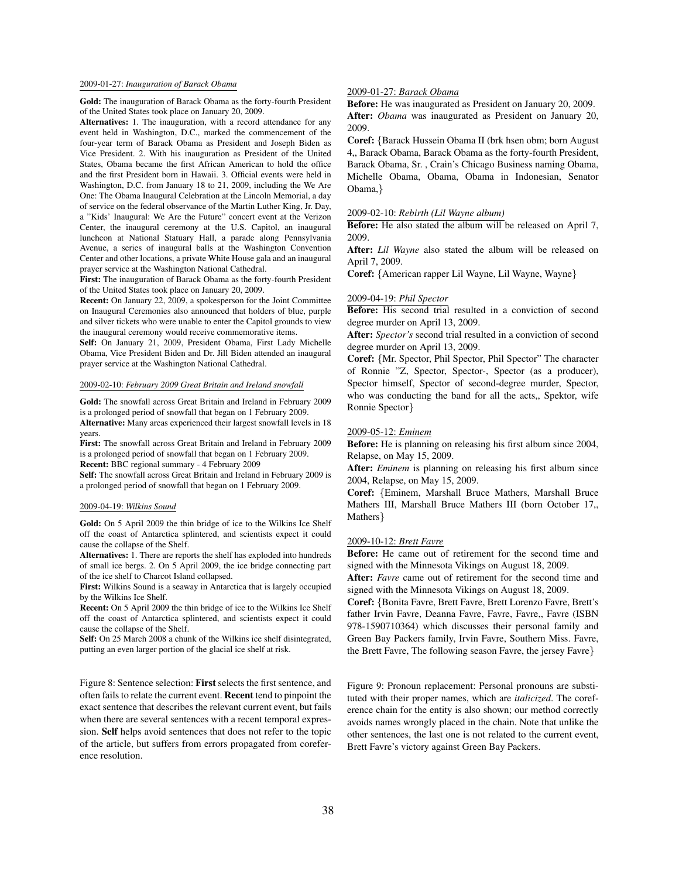2009-01-27: *Inauguration of Barack Obama*

**Gold:** The inauguration of Barack Obama as the forty-fourth President of the United States took place on January 20, 2009.

**Alternatives:** 1. The inauguration, with a record attendance for any event held in Washington, D.C., marked the commencement of the four-year term of Barack Obama as President and Joseph Biden as Vice President. 2. With his inauguration as President of the United States, Obama became the first African American to hold the office and the first President born in Hawaii. 3. Official events were held in Washington, D.C. from January 18 to 21, 2009, including the We Are One: The Obama Inaugural Celebration at the Lincoln Memorial, a day of service on the federal observance of the Martin Luther King, Jr. Day, a "Kids' Inaugural: We Are the Future" concert event at the Verizon Center, the inaugural ceremony at the U.S. Capitol, an inaugural luncheon at National Statuary Hall, a parade along Pennsylvania Avenue, a series of inaugural balls at the Washington Convention Center and other locations, a private White House gala and an inaugural prayer service at the Washington National Cathedral.

**First:** The inauguration of Barack Obama as the forty-fourth President of the United States took place on January 20, 2009.

**Recent:** On January 22, 2009, a spokesperson for the Joint Committee on Inaugural Ceremonies also announced that holders of blue, purple and silver tickets who were unable to enter the Capitol grounds to view the inaugural ceremony would receive commemorative items.

**Self:** On January 21, 2009, President Obama, First Lady Michelle Obama, Vice President Biden and Dr. Jill Biden attended an inaugural prayer service at the Washington National Cathedral.

2009-02-10: *February 2009 Great Britain and Ireland snowfall*

**Gold:** The snowfall across Great Britain and Ireland in February 2009 is a prolonged period of snowfall that began on 1 February 2009.

**Alternative:** Many areas experienced their largest snowfall levels in 18 years.

**First:** The snowfall across Great Britain and Ireland in February 2009 is a prolonged period of snowfall that began on 1 February 2009.

**Recent:** BBC regional summary - 4 February 2009

**Self:** The snowfall across Great Britain and Ireland in February 2009 is a prolonged period of snowfall that began on 1 February 2009.

2009-04-19: *Wilkins Sound*

**Gold:** On 5 April 2009 the thin bridge of ice to the Wilkins Ice Shelf off the coast of Antarctica splintered, and scientists expect it could cause the collapse of the Shelf.

**Alternatives:** 1. There are reports the shelf has exploded into hundreds of small ice bergs. 2. On 5 April 2009, the ice bridge connecting part of the ice shelf to Charcot Island collapsed.

**First:** Wilkins Sound is a seaway in Antarctica that is largely occupied by the Wilkins Ice Shelf.

**Recent:** On 5 April 2009 the thin bridge of ice to the Wilkins Ice Shelf off the coast of Antarctica splintered, and scientists expect it could cause the collapse of the Shelf.

**Self:** On 25 March 2008 a chunk of the Wilkins ice shelf disintegrated, putting an even larger portion of the glacial ice shelf at risk.

Figure 8: Sentence selection: **First** selects the first sentence, and often fails to relate the current event. **Recent** tend to pinpoint the exact sentence that describes the relevant current event, but fails when there are several sentences with a recent temporal expression. **Self** helps avoid sentences that does not refer to the topic of the article, but suffers from errors propagated from coreference resolution.

2009-01-27: *Barack Obama*

**Before:** He was inaugurated as President on January 20, 2009.

**After:** *Obama* was inaugurated as President on January 20, 2009.

**Coref:** {Barack Hussein Obama II (brk hsen obm; born August 4,, Barack Obama, Barack Obama as the forty-fourth President, Barack Obama, Sr. , Crain's Chicago Business naming Obama, Michelle Obama, Obama, Obama in Indonesian, Senator Obama,}

2009-02-10: *Rebirth (Lil Wayne album)*

**Before:** He also stated the album will be released on April 7, 2009.

**After:** *Lil Wayne* also stated the album will be released on April 7, 2009.

**Coref:** {American rapper Lil Wayne, Lil Wayne, Wayne}

2009-04-19: *Phil Spector*

**Before:** His second trial resulted in a conviction of second degree murder on April 13, 2009.

**After:** *Spector's* second trial resulted in a conviction of second degree murder on April 13, 2009.

**Coref:** {Mr. Spector, Phil Spector, Phil Spector" The character of Ronnie "Z, Spector, Spector-, Spector (as a producer), Spector himself, Spector of second-degree murder, Spector, who was conducting the band for all the acts,, Spektor, wife Ronnie Spector}

2009-05-12: *Eminem*

**Before:** He is planning on releasing his first album since 2004, Relapse, on May 15, 2009.

**After:** *Eminem* is planning on releasing his first album since 2004, Relapse, on May 15, 2009.

**Coref:** {Eminem, Marshall Bruce Mathers, Marshall Bruce Mathers III, Marshall Bruce Mathers III (born October 17,, Mathers}

2009-10-12: *Brett Favre*

**Before:** He came out of retirement for the second time and signed with the Minnesota Vikings on August 18, 2009.

**After:** *Favre* came out of retirement for the second time and signed with the Minnesota Vikings on August 18, 2009.

**Coref:** {Bonita Favre, Brett Favre, Brett Lorenzo Favre, Brett's father Irvin Favre, Deanna Favre, Favre, Favre,, Favre (ISBN 978-1590710364) which discusses their personal family and Green Bay Packers family, Irvin Favre, Southern Miss. Favre, the Brett Favre, The following season Favre, the jersey Favre}

Figure 9: Pronoun replacement: Personal pronouns are substituted with their proper names, which are *italicized*. The coreference chain for the entity is also shown; our method correctly avoids names wrongly placed in the chain. Note that unlike the other sentences, the last one is not related to the current event, Brett Favre's victory against Green Bay Packers.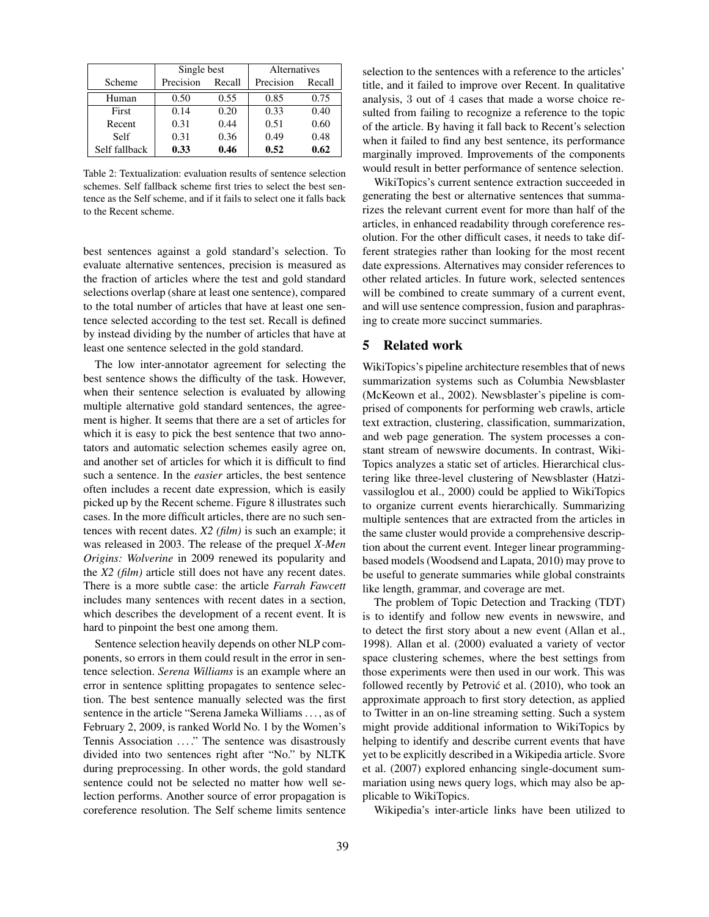| Scheme | Single best | | Alternatives | |
|---|---|---|---|---|
| | Precision | Recall | Precision | Recall |
| Human | 0.50 | 0.55 | 0.85 | 0.75 |
| First | 0.14 | 0.20 | 0.33 | 0.40 |
| Recent | 0.31 | 0.44 | 0.51 | 0.60 |
| Self | 0.31 | 0.36 | 0.49 | 0.48 |
| Self fallback | **0.33** | **0.46** | **0.52** | **0.62** |

Table 2: Textualization: evaluation results of sentence selection schemes. Self fallback scheme first tries to select the best sentence as the Self scheme, and if it fails to select one it falls back to the Recent scheme.

best sentences against a gold standard's selection. To evaluate alternative sentences, precision is measured as the fraction of articles where the test and gold standard selections overlap (share at least one sentence), compared to the total number of articles that have at least one sentence selected according to the test set. Recall is defined by instead dividing by the number of articles that have at least one sentence selected in the gold standard.

The low inter-annotator agreement for selecting the best sentence shows the difficulty of the task. However, when their sentence selection is evaluated by allowing multiple alternative gold standard sentences, the agreement is higher. It seems that there are a set of articles for which it is easy to pick the best sentence that two annotators and automatic selection schemes easily agree on, and another set of articles for which it is difficult to find such a sentence. In the *easier* articles, the best sentence often includes a recent date expression, which is easily picked up by the Recent scheme. Figure 8 illustrates such cases. In the more difficult articles, there are no such sentences with recent dates. *X2 (film)* is such an example; it was released in 2003. The release of the prequel *X-Men Origins: Wolverine* in 2009 renewed its popularity and the *X2 (film)* article still does not have any recent dates. There is a more subtle case: the article *Farrah Fawcett* includes many sentences with recent dates in a section, which describes the development of a recent event. It is hard to pinpoint the best one among them.

Sentence selection heavily depends on other NLP components, so errors in them could result in the error in sentence selection. *Serena Williams* is an example where an error in sentence splitting propagates to sentence selection. The best sentence manually selected was the first sentence in the article "Serena Jameka Williams . . . , as of February 2, 2009, is ranked World No. 1 by the Women's Tennis Association . . . ." The sentence was disastrously divided into two sentences right after "No." by NLTK during preprocessing. In other words, the gold standard sentence could not be selected no matter how well selection performs. Another source of error propagation is coreference resolution. The Self scheme limits sentence selection to the sentences with a reference to the articles' title, and it failed to improve over Recent. In qualitative analysis, 3 out of 4 cases that made a worse choice resulted from failing to recognize a reference to the topic of the article. By having it fall back to Recent's selection when it failed to find any best sentence, its performance marginally improved. Improvements of the components would result in better performance of sentence selection.

WikiTopics's current sentence extraction succeeded in generating the best or alternative sentences that summarizes the relevant current event for more than half of the articles, in enhanced readability through coreference resolution. For the other difficult cases, it needs to take different strategies rather than looking for the most recent date expressions. Alternatives may consider references to other related articles. In future work, selected sentences will be combined to create summary of a current event, and will use sentence compression, fusion and paraphrasing to create more succinct summaries.

## 5 Related work

WikiTopics's pipeline architecture resembles that of news summarization systems such as Columbia Newsblaster (McKeown et al., 2002). Newsblaster's pipeline is comprised of components for performing web crawls, article text extraction, clustering, classification, summarization, and web page generation. The system processes a constant stream of newswire documents. In contrast, WikiTopics analyzes a static set of articles. Hierarchical clustering like three-level clustering of Newsblaster (Hatzivassiloglou et al., 2000) could be applied to WikiTopics to organize current events hierarchically. Summarizing multiple sentences that are extracted from the articles in the same cluster would provide a comprehensive description about the current event. Integer linear programming-based models (Woodsend and Lapata, 2010) may prove to be useful to generate summaries while global constraints like length, grammar, and coverage are met.

The problem of Topic Detection and Tracking (TDT) is to identify and follow new events in newswire, and to detect the first story about a new event (Allan et al., 1998). Allan et al. (2000) evaluated a variety of vector space clustering schemes, where the best settings from those experiments were then used in our work. This was followed recently by Petrović et al. (2010), who took an approximate approach to first story detection, as applied to Twitter in an on-line streaming setting. Such a system might provide additional information to WikiTopics by helping to identify and describe current events that have yet to be explicitly described in a Wikipedia article. Svore et al. (2007) explored enhancing single-document summariation using news query logs, which may also be applicable to WikiTopics.

Wikipedia's inter-article links have been utilized to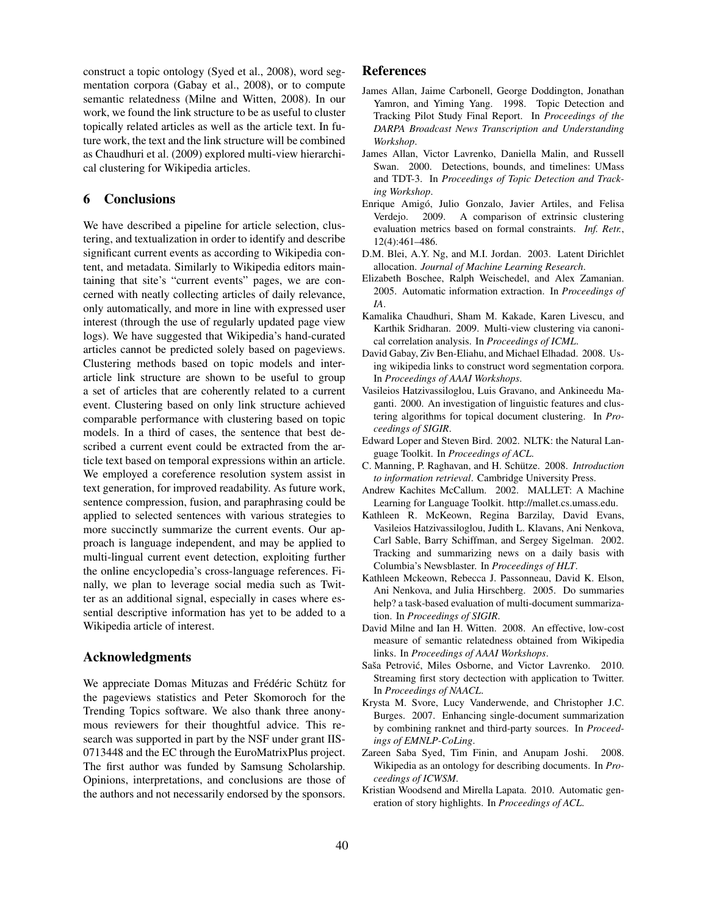construct a topic ontology (Syed et al., 2008), word segmentation corpora (Gabay et al., 2008), or to compute semantic relatedness (Milne and Witten, 2008). In our work, we found the link structure to be as useful to cluster topically related articles as well as the article text. In future work, the text and the link structure will be combined as Chaudhuri et al. (2009) explored multi-view hierarchical clustering for Wikipedia articles.

## 6 Conclusions

We have described a pipeline for article selection, clustering, and textualization in order to identify and describe significant current events as according to Wikipedia content, and metadata. Similarly to Wikipedia editors maintaining that site's "current events" pages, we are concerned with neatly collecting articles of daily relevance, only automatically, and more in line with expressed user interest (through the use of regularly updated page view logs). We have suggested that Wikipedia's hand-curated articles cannot be predicted solely based on pageviews. Clustering methods based on topic models and inter-article link structure are shown to be useful to group a set of articles that are coherently related to a current event. Clustering based on only link structure achieved comparable performance with clustering based on topic models. In a third of cases, the sentence that best described a current event could be extracted from the article text based on temporal expressions within an article. We employed a coreference resolution system assist in text generation, for improved readability. As future work, sentence compression, fusion, and paraphrasing could be applied to selected sentences with various strategies to more succinctly summarize the current events. Our approach is language independent, and may be applied to multi-lingual current event detection, exploiting further the online encyclopedia's cross-language references. Finally, we plan to leverage social media such as Twitter as an additional signal, especially in cases where essential descriptive information has yet to be added to a Wikipedia article of interest.

## Acknowledgments

We appreciate Domas Mituzas and Frédéric Schütz for the pageviews statistics and Peter Skomoroch for the Trending Topics software. We also thank three anonymous reviewers for their thoughtful advice. This research was supported in part by the NSF under grant IIS-0713448 and the EC through the EuroMatrixPlus project. The first author was funded by Samsung Scholarship. Opinions, interpretations, and conclusions are those of the authors and not necessarily endorsed by the sponsors.

## References

James Allan, Jaime Carbonell, George Doddington, Jonathan Yamron, and Yiming Yang. 1998. Topic Detection and Tracking Pilot Study Final Report. In *Proceedings of the DARPA Broadcast News Transcription and Understanding Workshop*.

James Allan, Victor Lavrenko, Daniella Malin, and Russell Swan. 2000. Detections, bounds, and timelines: UMass and TDT-3. In *Proceedings of Topic Detection and Tracking Workshop*.

Enrique Amigó, Julio Gonzalo, Javier Artiles, and Felisa Verdejo. 2009. A comparison of extrinsic clustering evaluation metrics based on formal constraints. *Inf. Retr.*, 12(4):461–486.

D.M. Blei, A.Y. Ng, and M.I. Jordan. 2003. Latent Dirichlet allocation. *Journal of Machine Learning Research*.

Elizabeth Boschee, Ralph Weischedel, and Alex Zamanian. 2005. Automatic information extraction. In *Proceedings of IA*.

Kamalika Chaudhuri, Sham M. Kakade, Karen Livescu, and Karthik Sridharan. 2009. Multi-view clustering via canonical correlation analysis. In *Proceedings of ICML*.

David Gabay, Ziv Ben-Eliahu, and Michael Elhadad. 2008. Using wikipedia links to construct word segmentation corpora. In *Proceedings of AAAI Workshops*.

Vasileios Hatzivassiloglou, Luis Gravano, and Ankineedu Maganti. 2000. An investigation of linguistic features and clustering algorithms for topical document clustering. In *Proceedings of SIGIR*.

Edward Loper and Steven Bird. 2002. NLTK: the Natural Language Toolkit. In *Proceedings of ACL*.

C. Manning, P. Raghavan, and H. Schütze. 2008. *Introduction to information retrieval*. Cambridge University Press.

Andrew Kachites McCallum. 2002. MALLET: A Machine Learning for Language Toolkit. http://mallet.cs.umass.edu.

Kathleen R. McKeown, Regina Barzilay, David Evans, Vasileios Hatzivassiloglou, Judith L. Klavans, Ani Nenkova, Carl Sable, Barry Schiffman, and Sergey Sigelman. 2002. Tracking and summarizing news on a daily basis with Columbia's Newsblaster. In *Proceedings of HLT*.

Kathleen Mckeown, Rebecca J. Passonneau, David K. Elson, Ani Nenkova, and Julia Hirschberg. 2005. Do summaries help? a task-based evaluation of multi-document summarization. In *Proceedings of SIGIR*.

David Milne and Ian H. Witten. 2008. An effective, low-cost measure of semantic relatedness obtained from Wikipedia links. In *Proceedings of AAAI Workshops*.

Saša Petrović, Miles Osborne, and Victor Lavrenko. 2010. Streaming first story dectection with application to Twitter. In *Proceedings of NAACL*.

Krysta M. Svore, Lucy Vanderwende, and Christopher J.C. Burges. 2007. Enhancing single-document summarization by combining ranknet and third-party sources. In *Proceedings of EMNLP-CoLing*.

Zareen Saba Syed, Tim Finin, and Anupam Joshi. 2008. Wikipedia as an ontology for describing documents. In *Proceedings of ICWSM*.

Kristian Woodsend and Mirella Lapata. 2010. Automatic generation of story highlights. In *Proceedings of ACL*.